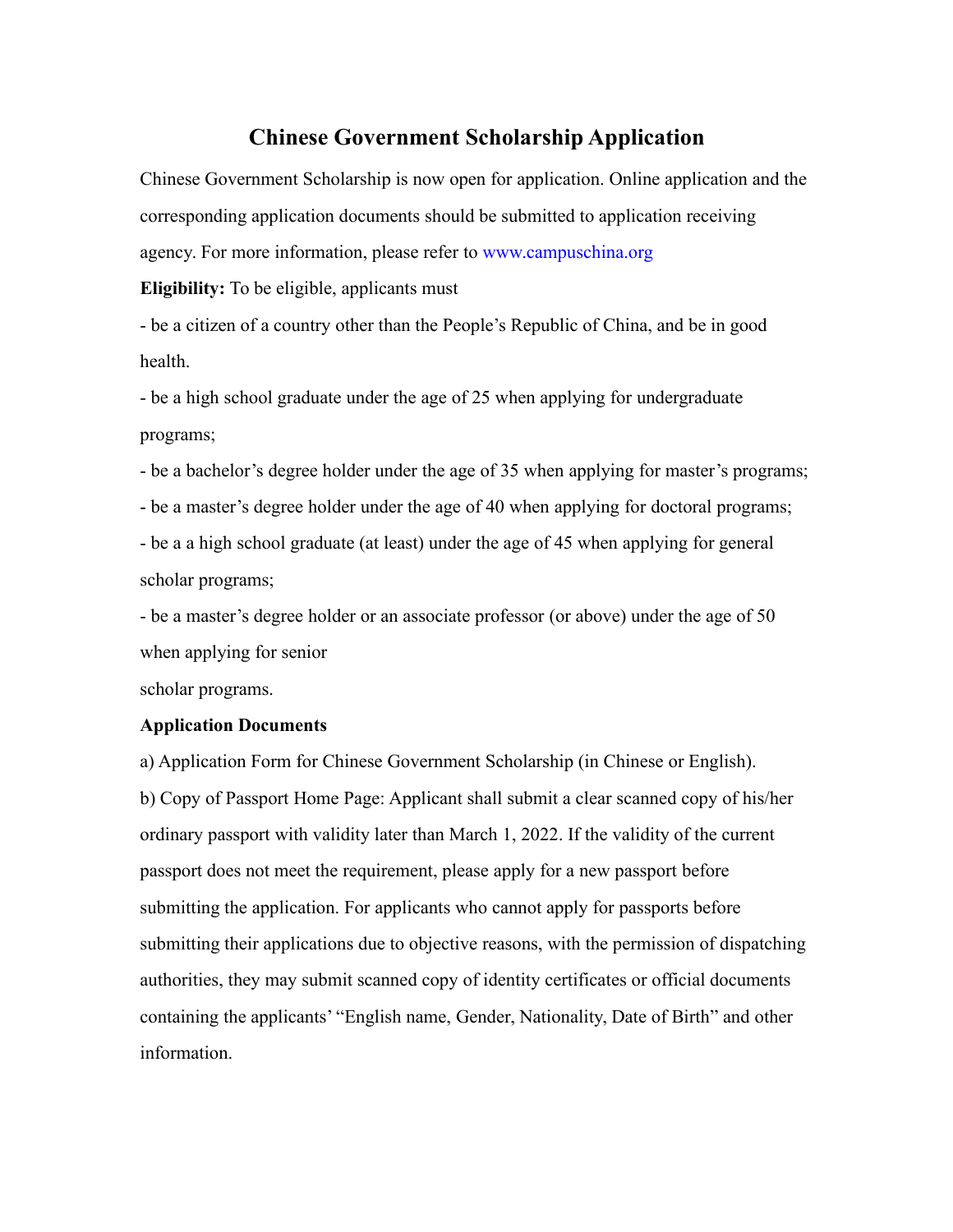# Chinese Government Scholarship Application

Chinese Government Scholarship is now open for application. Online application and the corresponding application documents should be submitted to application receiving agency. For more information, please refer to www.campuschina.org

**Eligibility:** To be eligible, applicants must

- be a citizen of a country other than the People's Republic of China, and be in good health.
- be a high school graduate under the age of 25 when applying for undergraduate programs;
- be a bachelor's degree holder under the age of 35 when applying for master's programs;
- be a master's degree holder under the age of 40 when applying for doctoral programs;
- be a a high school graduate (at least) under the age of 45 when applying for general scholar programs;
- be a master's degree holder or an associate professor (or above) under the age of 50 when applying for senior scholar programs.

**Application Documents**

a) Application Form for Chinese Government Scholarship (in Chinese or English).

b) Copy of Passport Home Page: Applicant shall submit a clear scanned copy of his/her ordinary passport with validity later than March 1, 2022. If the validity of the current passport does not meet the requirement, please apply for a new passport before submitting the application. For applicants who cannot apply for passports before submitting their applications due to objective reasons, with the permission of dispatching authorities, they may submit scanned copy of identity certificates or official documents containing the applicants' "English name, Gender, Nationality, Date of Birth" and other information.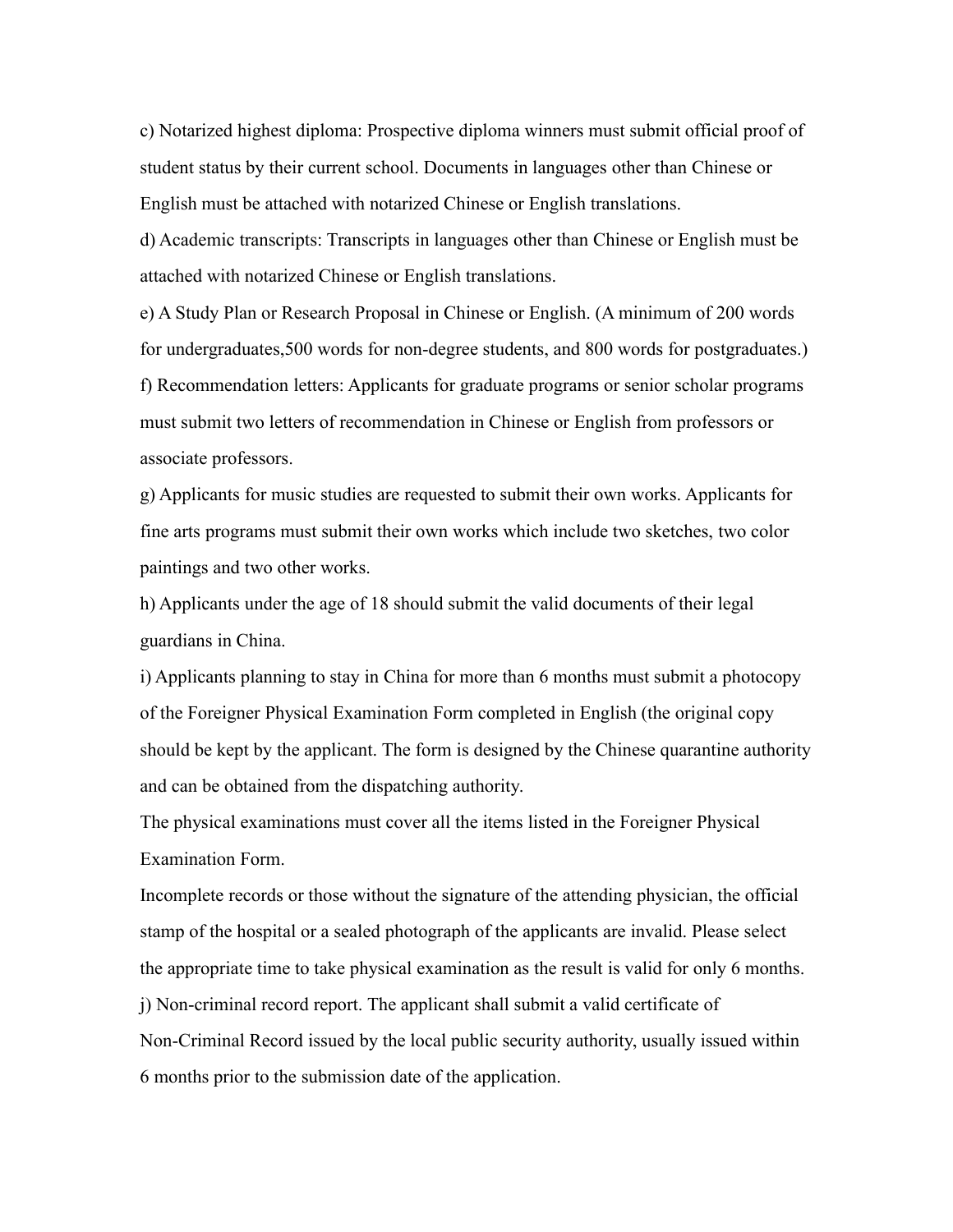c) Notarized highest diploma: Prospective diploma winners must submit official proof of student status by their current school. Documents in languages other than Chinese or English must be attached with notarized Chinese or English translations.

d) Academic transcripts: Transcripts in languages other than Chinese or English must be attached with notarized Chinese or English translations.

e) A Study Plan or Research Proposal in Chinese or English. (A minimum of 200 words for undergraduates,500 words for non-degree students, and 800 words for postgraduates.)

f) Recommendation letters: Applicants for graduate programs or senior scholar programs must submit two letters of recommendation in Chinese or English from professors or associate professors.

g) Applicants for music studies are requested to submit their own works. Applicants for fine arts programs must submit their own works which include two sketches, two color paintings and two other works.

h) Applicants under the age of 18 should submit the valid documents of their legal guardians in China.

i) Applicants planning to stay in China for more than 6 months must submit a photocopy of the Foreigner Physical Examination Form completed in English (the original copy should be kept by the applicant. The form is designed by the Chinese quarantine authority and can be obtained from the dispatching authority.

The physical examinations must cover all the items listed in the Foreigner Physical Examination Form.

Incomplete records or those without the signature of the attending physician, the official stamp of the hospital or a sealed photograph of the applicants are invalid. Please select the appropriate time to take physical examination as the result is valid for only 6 months.

j) Non-criminal record report. The applicant shall submit a valid certificate of Non-Criminal Record issued by the local public security authority, usually issued within 6 months prior to the submission date of the application.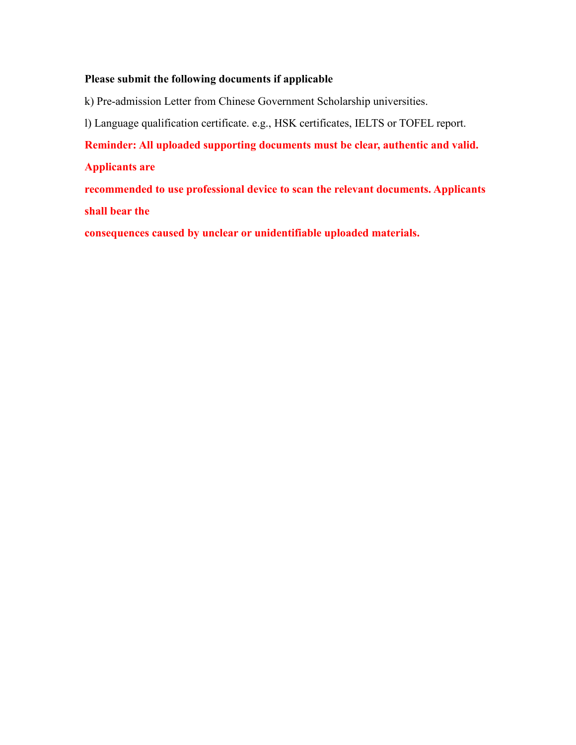**Please submit the following documents if applicable**

k) Pre-admission Letter from Chinese Government Scholarship universities.

l) Language qualification certificate. e.g., HSK certificates, IELTS or TOFEL report.

**Reminder: All uploaded supporting documents must be clear, authentic and valid. Applicants are recommended to use professional device to scan the relevant documents. Applicants shall bear the consequences caused by unclear or unidentifiable uploaded materials.**